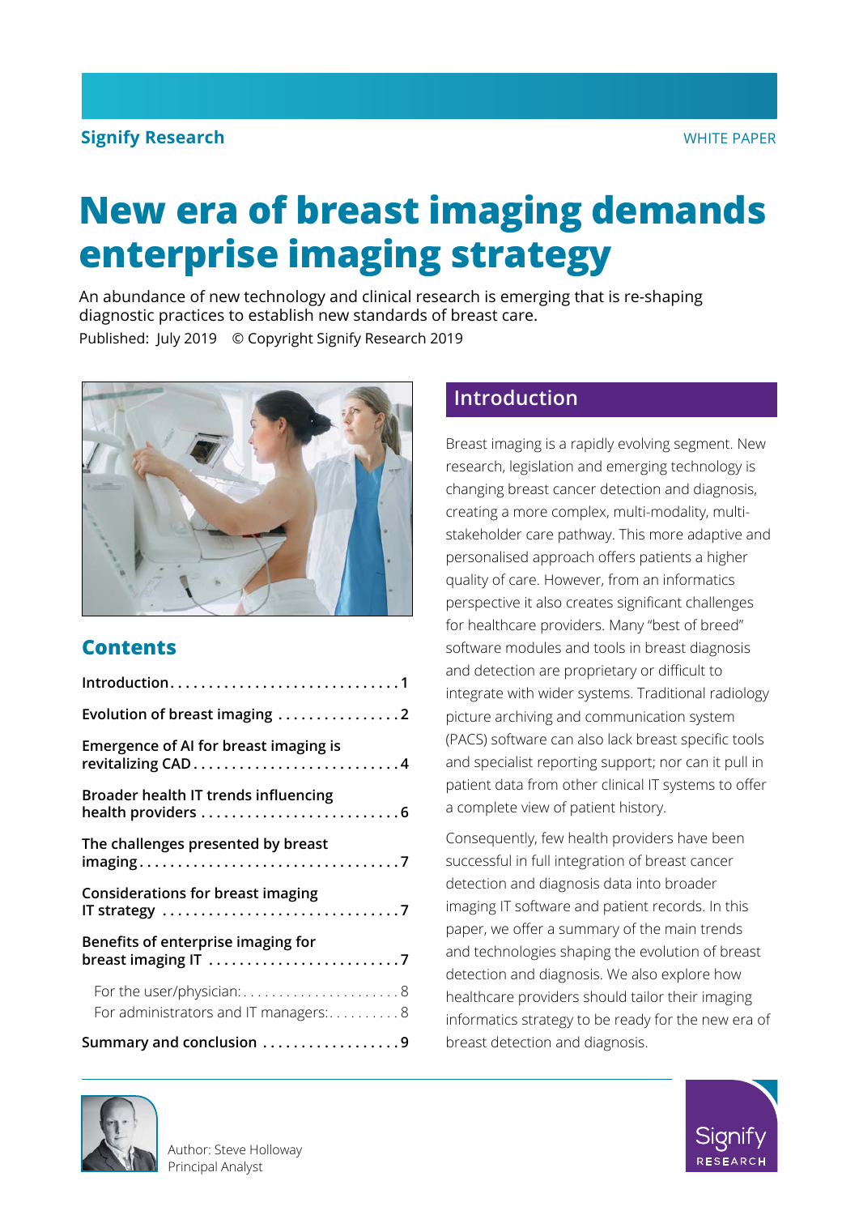Signify Research

WHITE PAPER

# New era of breast imaging demands enterprise imaging strategy

An abundance of new technology and clinical research is emerging that is re-shaping diagnostic practices to establish new standards of breast care.

Published: July 2019 © Copyright Signify Research 2019

## Contents

| | |
|---|---|
| **Introduction** | **1** |
| **Evolution of breast imaging** | **2** |
| **Emergence of AI for breast imaging is revitalizing CAD** | **4** |
| **Broader health IT trends influencing health providers** | **6** |
| **The challenges presented by breast imaging** | **7** |
| **Considerations for breast imaging IT strategy** | **7** |
| **Benefits of enterprise imaging for breast imaging IT** | **7** |
| For the user/physician: | 8 |
| For administrators and IT managers: | 8 |
| **Summary and conclusion** | **9** |

## Introduction

Breast imaging is a rapidly evolving segment. New research, legislation and emerging technology is changing breast cancer detection and diagnosis, creating a more complex, multi-modality, multi-stakeholder care pathway. This more adaptive and personalised approach offers patients a higher quality of care. However, from an informatics perspective it also creates significant challenges for healthcare providers. Many "best of breed" software modules and tools in breast diagnosis and detection are proprietary or difficult to integrate with wider systems. Traditional radiology picture archiving and communication system (PACS) software can also lack breast specific tools and specialist reporting support; nor can it pull in patient data from other clinical IT systems to offer a complete view of patient history.

Consequently, few health providers have been successful in full integration of breast cancer detection and diagnosis data into broader imaging IT software and patient records. In this paper, we offer a summary of the main trends and technologies shaping the evolution of breast detection and diagnosis. We also explore how healthcare providers should tailor their imaging informatics strategy to be ready for the new era of breast detection and diagnosis.

Author: Steve Holloway
Principal Analyst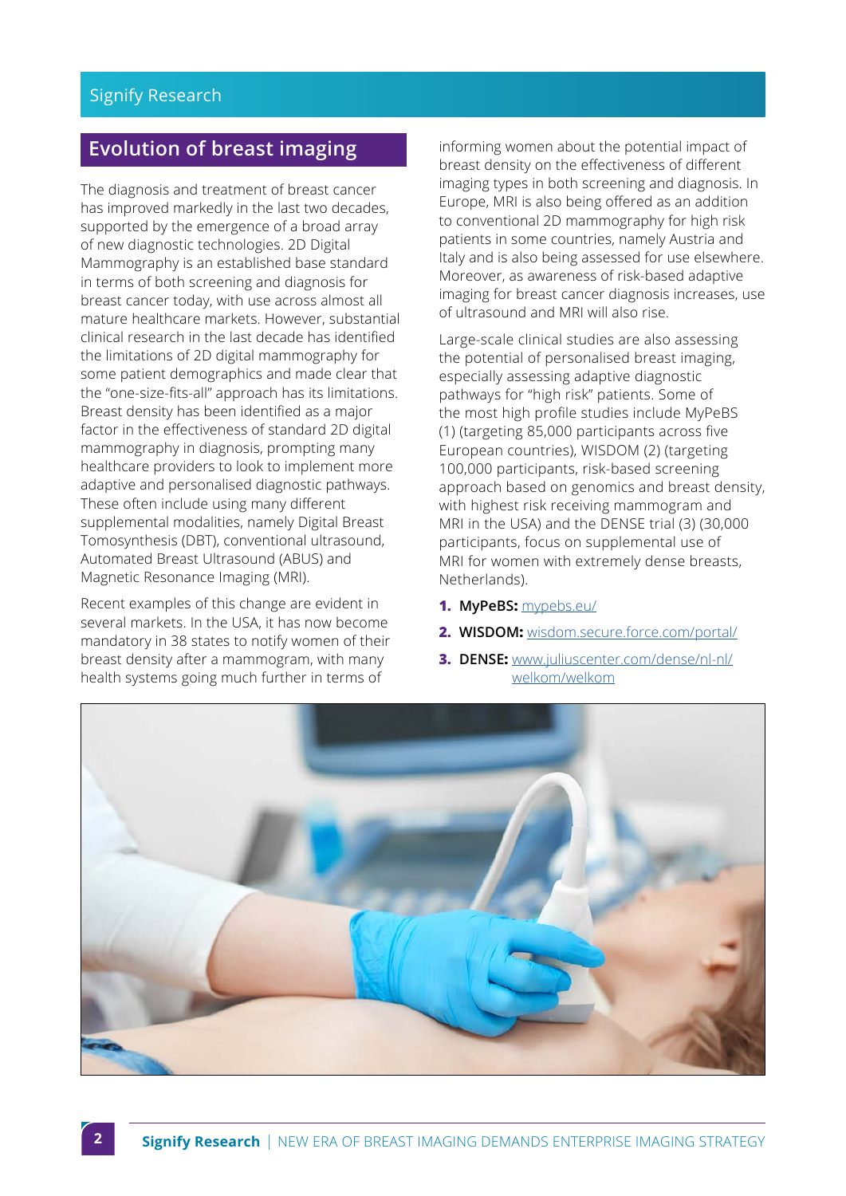## Evolution of breast imaging

The diagnosis and treatment of breast cancer has improved markedly in the last two decades, supported by the emergence of a broad array of new diagnostic technologies. 2D Digital Mammography is an established base standard in terms of both screening and diagnosis for breast cancer today, with use across almost all mature healthcare markets. However, substantial clinical research in the last decade has identified the limitations of 2D digital mammography for some patient demographics and made clear that the "one-size-fits-all" approach has its limitations. Breast density has been identified as a major factor in the effectiveness of standard 2D digital mammography in diagnosis, prompting many healthcare providers to look to implement more adaptive and personalised diagnostic pathways. These often include using many different supplemental modalities, namely Digital Breast Tomosynthesis (DBT), conventional ultrasound, Automated Breast Ultrasound (ABUS) and Magnetic Resonance Imaging (MRI).

Recent examples of this change are evident in several markets. In the USA, it has now become mandatory in 38 states to notify women of their breast density after a mammogram, with many health systems going much further in terms of informing women about the potential impact of breast density on the effectiveness of different imaging types in both screening and diagnosis. In Europe, MRI is also being offered as an addition to conventional 2D mammography for high risk patients in some countries, namely Austria and Italy and is also being assessed for use elsewhere. Moreover, as awareness of risk-based adaptive imaging for breast cancer diagnosis increases, use of ultrasound and MRI will also rise.

Large-scale clinical studies are also assessing the potential of personalised breast imaging, especially assessing adaptive diagnostic pathways for "high risk" patients. Some of the most high profile studies include MyPeBS (1) (targeting 85,000 participants across five European countries), WISDOM (2) (targeting 100,000 participants, risk-based screening approach based on genomics and breast density, with highest risk receiving mammogram and MRI in the USA) and the DENSE trial (3) (30,000 participants, focus on supplemental use of MRI for women with extremely dense breasts, Netherlands).

1. **MyPeBS:** mypebs.eu/
2. **WISDOM:** wisdom.secure.force.com/portal/
3. **DENSE:** www.juliuscenter.com/dense/nl-nl/welkom/welkom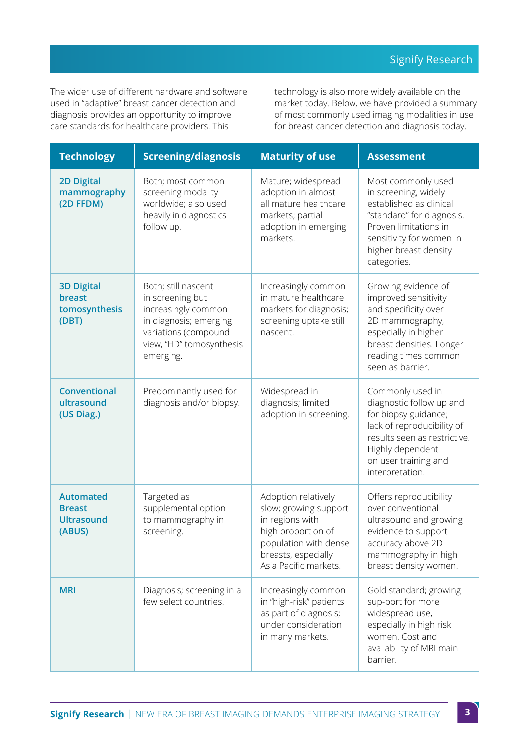The wider use of different hardware and software used in "adaptive" breast cancer detection and diagnosis provides an opportunity to improve care standards for healthcare providers. This technology is also more widely available on the market today. Below, we have provided a summary of most commonly used imaging modalities in use for breast cancer detection and diagnosis today.

| Technology | Screening/diagnosis | Maturity of use | Assessment |
|---|---|---|---|
| **2D Digital mammography (2D FFDM)** | Both; most common screening modality worldwide; also used heavily in diagnostics follow up. | Mature; widespread adoption in almost all mature healthcare markets; partial adoption in emerging markets. | Most commonly used in screening, widely established as clinical "standard" for diagnosis. Proven limitations in sensitivity for women in higher breast density categories. |
| **3D Digital breast tomosynthesis (DBT)** | Both; still nascent in screening but increasingly common in diagnosis; emerging variations (compound view, "HD" tomosynthesis emerging. | Increasingly common in mature healthcare markets for diagnosis; screening uptake still nascent. | Growing evidence of improved sensitivity and specificity over 2D mammography, especially in higher breast densities. Longer reading times common seen as barrier. |
| **Conventional ultrasound (US Diag.)** | Predominantly used for diagnosis and/or biopsy. | Widespread in diagnosis; limited adoption in screening. | Commonly used in diagnostic follow up and for biopsy guidance; lack of reproducibility of results seen as restrictive. Highly dependent on user training and interpretation. |
| **Automated Breast Ultrasound (ABUS)** | Targeted as supplemental option to mammography in screening. | Adoption relatively slow; growing support in regions with high proportion of population with dense breasts, especially Asia Pacific markets. | Offers reproducibility over conventional ultrasound and growing evidence to support accuracy above 2D mammography in high breast density women. |
| **MRI** | Diagnosis; screening in a few select countries. | Increasingly common in "high-risk" patients as part of diagnosis; under consideration in many markets. | Gold standard; growing sup-port for more widespread use, especially in high risk women. Cost and availability of MRI main barrier. |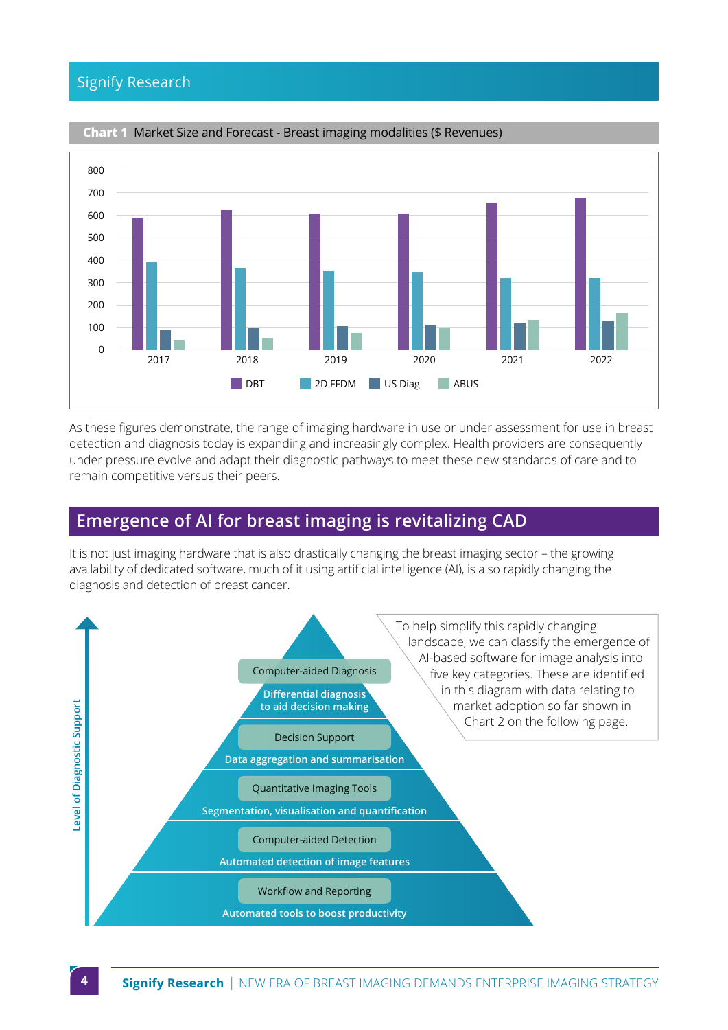**Chart 1** Market Size and Forecast - Breast imaging modalities ($ Revenues)

As these figures demonstrate, the range of imaging hardware in use or under assessment for use in breast detection and diagnosis today is expanding and increasingly complex. Health providers are consequently under pressure evolve and adapt their diagnostic pathways to meet these new standards of care and to remain competitive versus their peers.

## Emergence of AI for breast imaging is revitalizing CAD

It is not just imaging hardware that is also drastically changing the breast imaging sector – the growing availability of dedicated software, much of it using artificial intelligence (AI), is also rapidly changing the diagnosis and detection of breast cancer.

To help simplify this rapidly changing landscape, we can classify the emergence of AI-based software for image analysis into five key categories. These are identified in this diagram with data relating to market adoption so far shown in Chart 2 on the following page.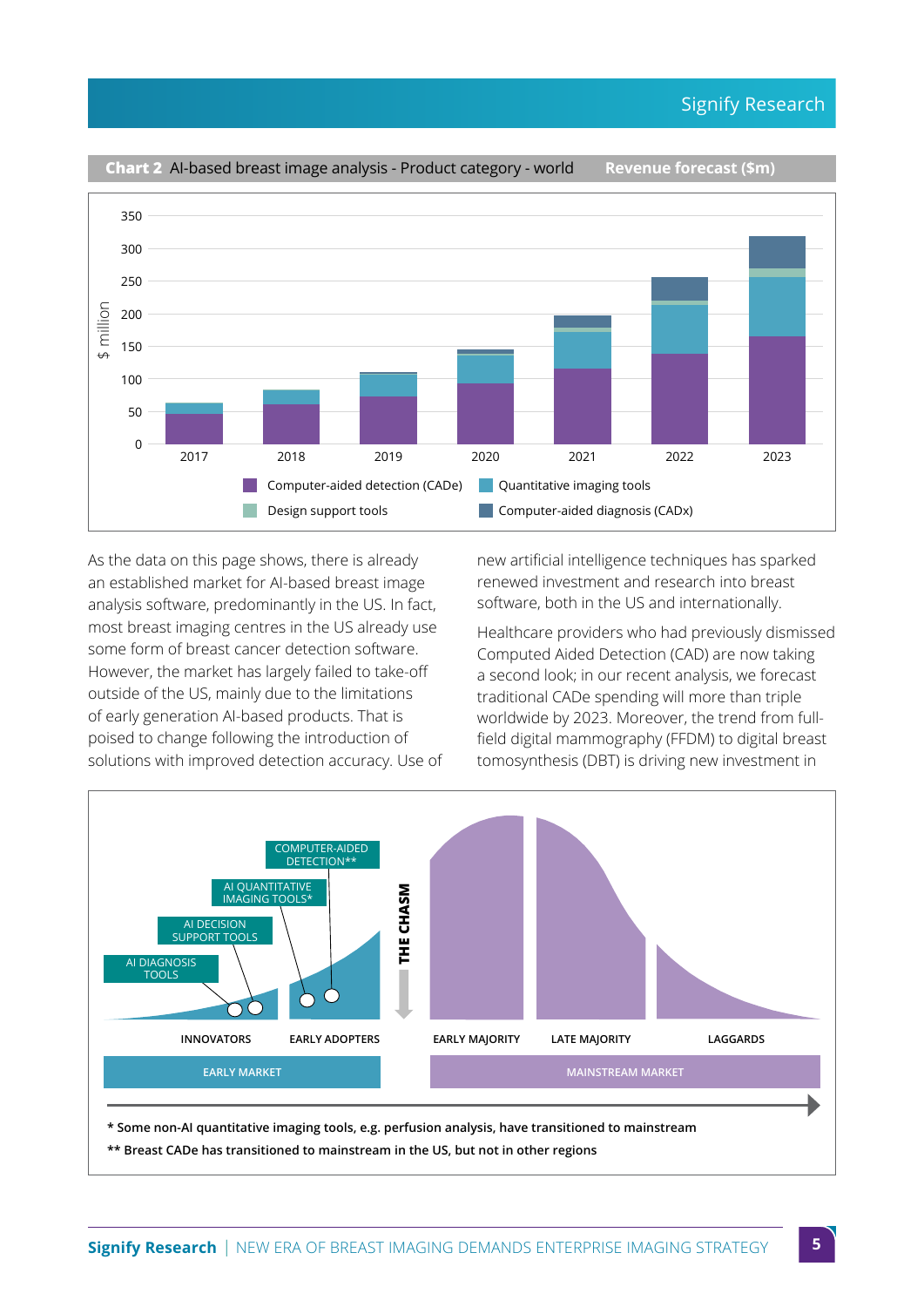**Chart 2** AI-based breast image analysis - Product category - world **Revenue forecast ($m)**

As the data on this page shows, there is already an established market for AI-based breast image analysis software, predominantly in the US. In fact, most breast imaging centres in the US already use some form of breast cancer detection software. However, the market has largely failed to take-off outside of the US, mainly due to the limitations of early generation AI-based products. That is poised to change following the introduction of solutions with improved detection accuracy. Use of new artificial intelligence techniques has sparked renewed investment and research into breast software, both in the US and internationally.

Healthcare providers who had previously dismissed Computed Aided Detection (CAD) are now taking a second look; in our recent analysis, we forecast traditional CADe spending will more than triple worldwide by 2023. Moreover, the trend from full-field digital mammography (FFDM) to digital breast tomosynthesis (DBT) is driving new investment in

\* Some non-AI quantitative imaging tools, e.g. perfusion analysis, have transitioned to mainstream

\*\* Breast CADe has transitioned to mainstream in the US, but not in other regions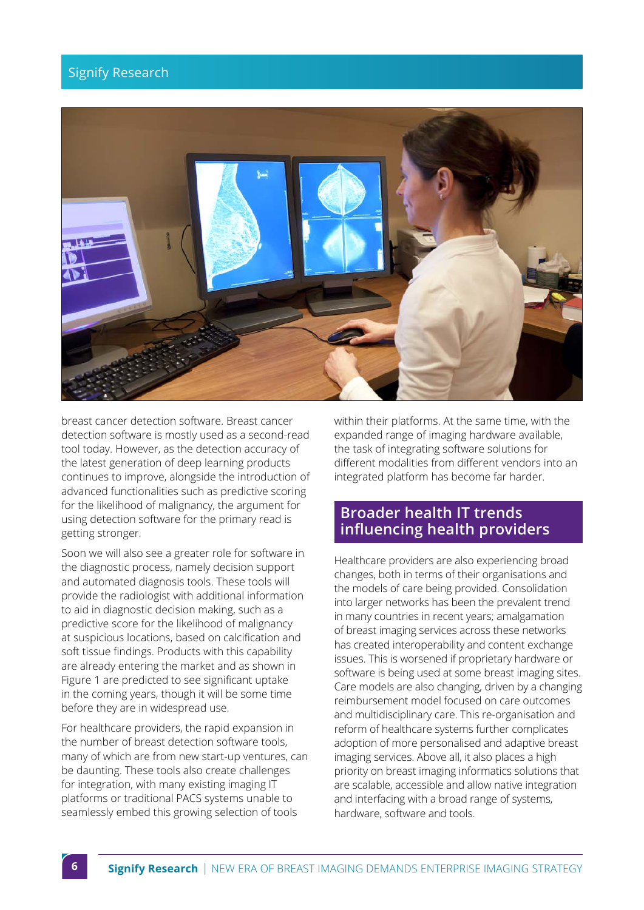breast cancer detection software. Breast cancer detection software is mostly used as a second-read tool today. However, as the detection accuracy of the latest generation of deep learning products continues to improve, alongside the introduction of advanced functionalities such as predictive scoring for the likelihood of malignancy, the argument for using detection software for the primary read is getting stronger.

Soon we will also see a greater role for software in the diagnostic process, namely decision support and automated diagnosis tools. These tools will provide the radiologist with additional information to aid in diagnostic decision making, such as a predictive score for the likelihood of malignancy at suspicious locations, based on calcification and soft tissue findings. Products with this capability are already entering the market and as shown in Figure 1 are predicted to see significant uptake in the coming years, though it will be some time before they are in widespread use.

For healthcare providers, the rapid expansion in the number of breast detection software tools, many of which are from new start-up ventures, can be daunting. These tools also create challenges for integration, with many existing imaging IT platforms or traditional PACS systems unable to seamlessly embed this growing selection of tools within their platforms. At the same time, with the expanded range of imaging hardware available, the task of integrating software solutions for different modalities from different vendors into an integrated platform has become far harder.

## Broader health IT trends influencing health providers

Healthcare providers are also experiencing broad changes, both in terms of their organisations and the models of care being provided. Consolidation into larger networks has been the prevalent trend in many countries in recent years; amalgamation of breast imaging services across these networks has created interoperability and content exchange issues. This is worsened if proprietary hardware or software is being used at some breast imaging sites. Care models are also changing, driven by a changing reimbursement model focused on care outcomes and multidisciplinary care. This re-organisation and reform of healthcare systems further complicates adoption of more personalised and adaptive breast imaging services. Above all, it also places a high priority on breast imaging informatics solutions that are scalable, accessible and allow native integration and interfacing with a broad range of systems, hardware, software and tools.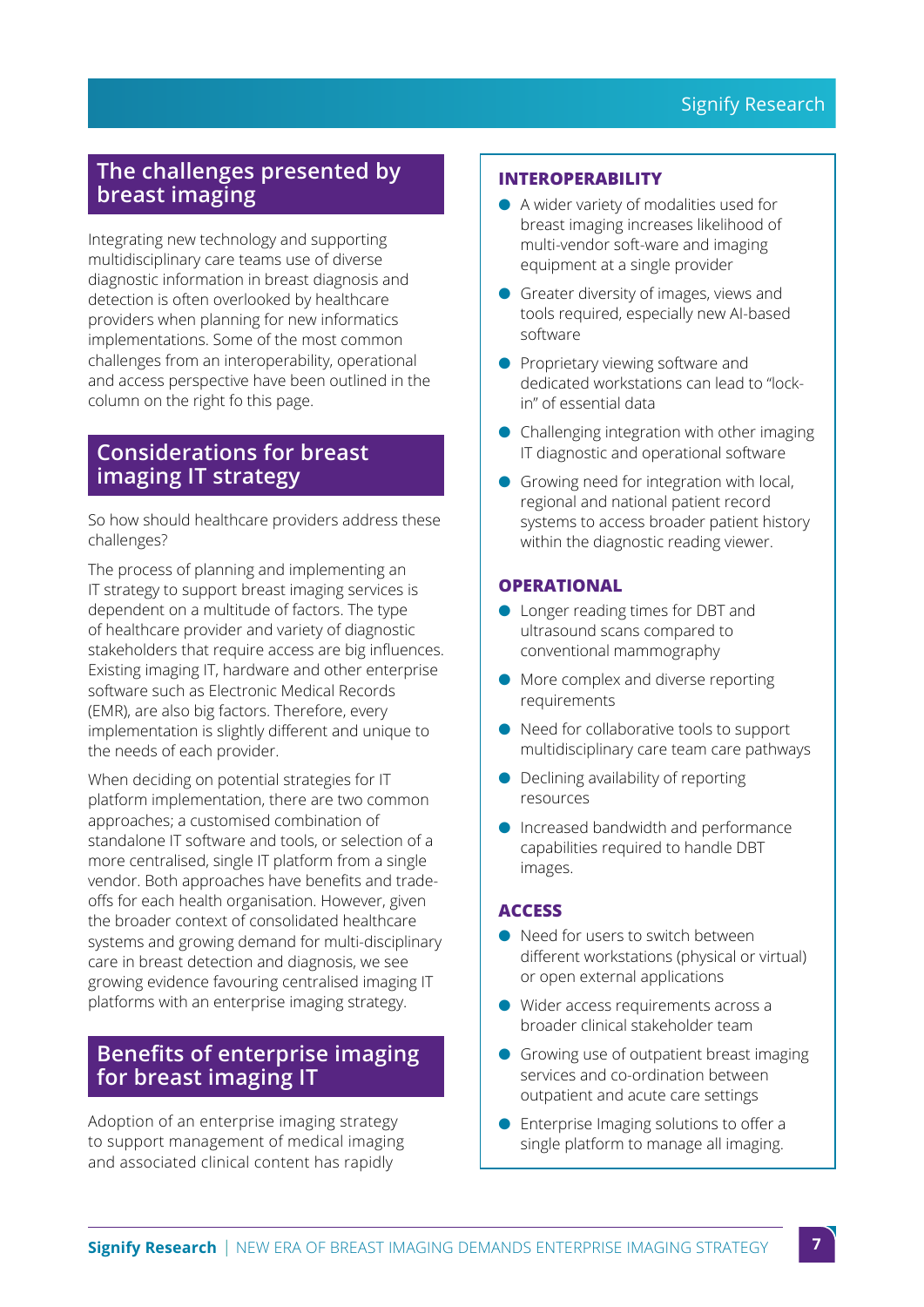## The challenges presented by breast imaging

Integrating new technology and supporting multidisciplinary care teams use of diverse diagnostic information in breast diagnosis and detection is often overlooked by healthcare providers when planning for new informatics implementations. Some of the most common challenges from an interoperability, operational and access perspective have been outlined in the column on the right fo this page.

## Considerations for breast imaging IT strategy

So how should healthcare providers address these challenges?

The process of planning and implementing an IT strategy to support breast imaging services is dependent on a multitude of factors. The type of healthcare provider and variety of diagnostic stakeholders that require access are big influences. Existing imaging IT, hardware and other enterprise software such as Electronic Medical Records (EMR), are also big factors. Therefore, every implementation is slightly different and unique to the needs of each provider.

When deciding on potential strategies for IT platform implementation, there are two common approaches; a customised combination of standalone IT software and tools, or selection of a more centralised, single IT platform from a single vendor. Both approaches have benefits and trade-offs for each health organisation. However, given the broader context of consolidated healthcare systems and growing demand for multi-disciplinary care in breast detection and diagnosis, we see growing evidence favouring centralised imaging IT platforms with an enterprise imaging strategy.

## Benefits of enterprise imaging for breast imaging IT

Adoption of an enterprise imaging strategy to support management of medical imaging and associated clinical content has rapidly

### INTEROPERABILITY

- A wider variety of modalities used for breast imaging increases likelihood of multi-vendor soft-ware and imaging equipment at a single provider
- Greater diversity of images, views and tools required, especially new AI-based software
- Proprietary viewing software and dedicated workstations can lead to "lock-in" of essential data
- Challenging integration with other imaging IT diagnostic and operational software
- Growing need for integration with local, regional and national patient record systems to access broader patient history within the diagnostic reading viewer.

### OPERATIONAL

- Longer reading times for DBT and ultrasound scans compared to conventional mammography
- More complex and diverse reporting requirements
- Need for collaborative tools to support multidisciplinary care team care pathways
- Declining availability of reporting resources
- Increased bandwidth and performance capabilities required to handle DBT images.

### ACCESS

- Need for users to switch between different workstations (physical or virtual) or open external applications
- Wider access requirements across a broader clinical stakeholder team
- Growing use of outpatient breast imaging services and co-ordination between outpatient and acute care settings
- Enterprise Imaging solutions to offer a single platform to manage all imaging.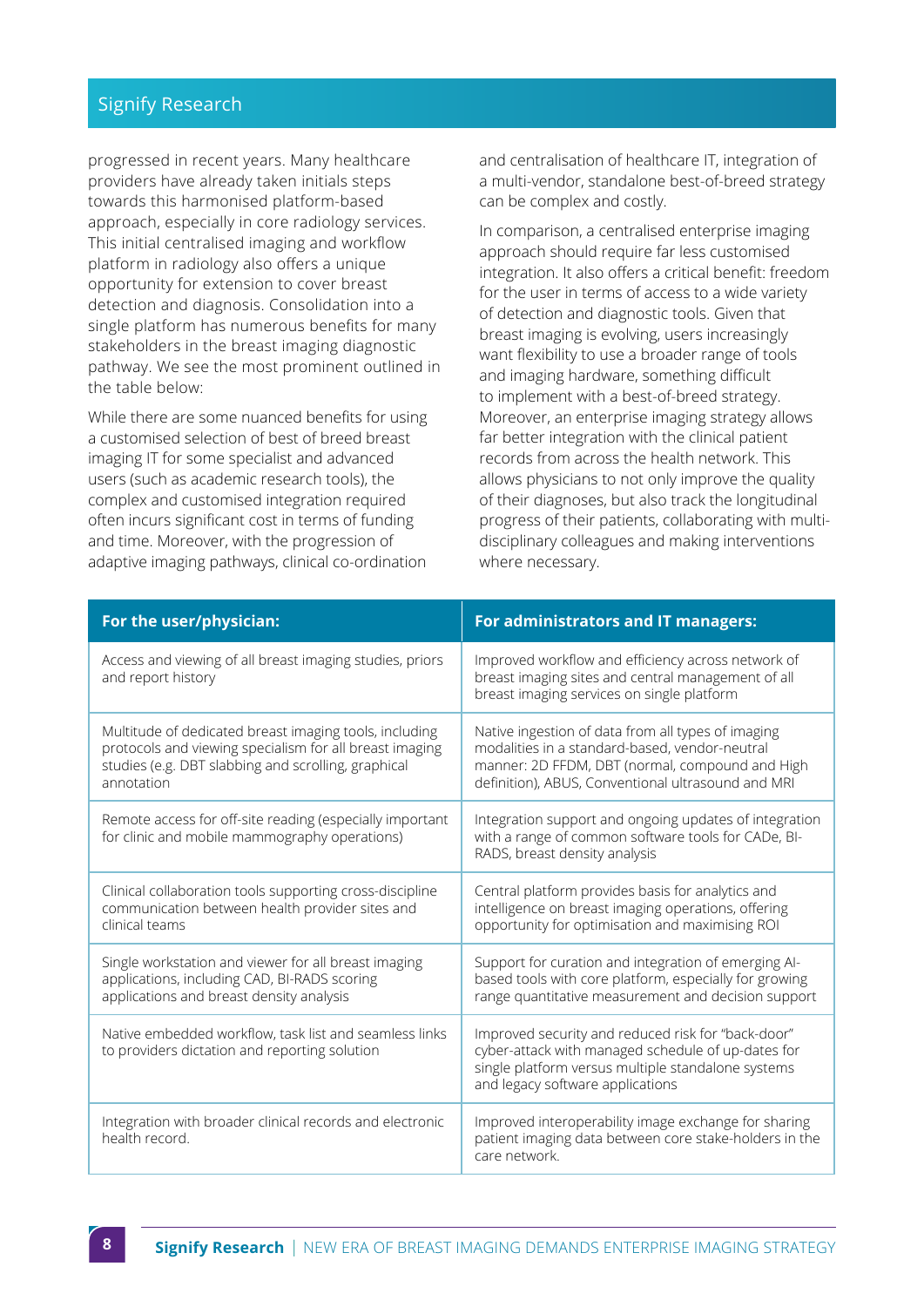progressed in recent years. Many healthcare providers have already taken initials steps towards this harmonised platform-based approach, especially in core radiology services. This initial centralised imaging and workflow platform in radiology also offers a unique opportunity for extension to cover breast detection and diagnosis. Consolidation into a single platform has numerous benefits for many stakeholders in the breast imaging diagnostic pathway. We see the most prominent outlined in the table below:

While there are some nuanced benefits for using a customised selection of best of breed breast imaging IT for some specialist and advanced users (such as academic research tools), the complex and customised integration required often incurs significant cost in terms of funding and time. Moreover, with the progression of adaptive imaging pathways, clinical co-ordination and centralisation of healthcare IT, integration of a multi-vendor, standalone best-of-breed strategy can be complex and costly.

In comparison, a centralised enterprise imaging approach should require far less customised integration. It also offers a critical benefit: freedom for the user in terms of access to a wide variety of detection and diagnostic tools. Given that breast imaging is evolving, users increasingly want flexibility to use a broader range of tools and imaging hardware, something difficult to implement with a best-of-breed strategy. Moreover, an enterprise imaging strategy allows far better integration with the clinical patient records from across the health network. This allows physicians to not only improve the quality of their diagnoses, but also track the longitudinal progress of their patients, collaborating with multi-disciplinary colleagues and making interventions where necessary.

| For the user/physician: | For administrators and IT managers: |
| --- | --- |
| Access and viewing of all breast imaging studies, priors and report history | Improved workflow and efficiency across network of breast imaging sites and central management of all breast imaging services on single platform |
| Multitude of dedicated breast imaging tools, including protocols and viewing specialism for all breast imaging studies (e.g. DBT slabbing and scrolling, graphical annotation | Native ingestion of data from all types of imaging modalities in a standard-based, vendor-neutral manner: 2D FFDM, DBT (normal, compound and High definition), ABUS, Conventional ultrasound and MRI |
| Remote access for off-site reading (especially important for clinic and mobile mammography operations) | Integration support and ongoing updates of integration with a range of common software tools for CADe, BI-RADS, breast density analysis |
| Clinical collaboration tools supporting cross-discipline communication between health provider sites and clinical teams | Central platform provides basis for analytics and intelligence on breast imaging operations, offering opportunity for optimisation and maximising ROI |
| Single workstation and viewer for all breast imaging applications, including CAD, BI-RADS scoring applications and breast density analysis | Support for curation and integration of emerging AI-based tools with core platform, especially for growing range quantitative measurement and decision support |
| Native embedded workflow, task list and seamless links to providers dictation and reporting solution | Improved security and reduced risk for "back-door" cyber-attack with managed schedule of up-dates for single platform versus multiple standalone systems and legacy software applications |
| Integration with broader clinical records and electronic health record. | Improved interoperability image exchange for sharing patient imaging data between core stake-holders in the care network. |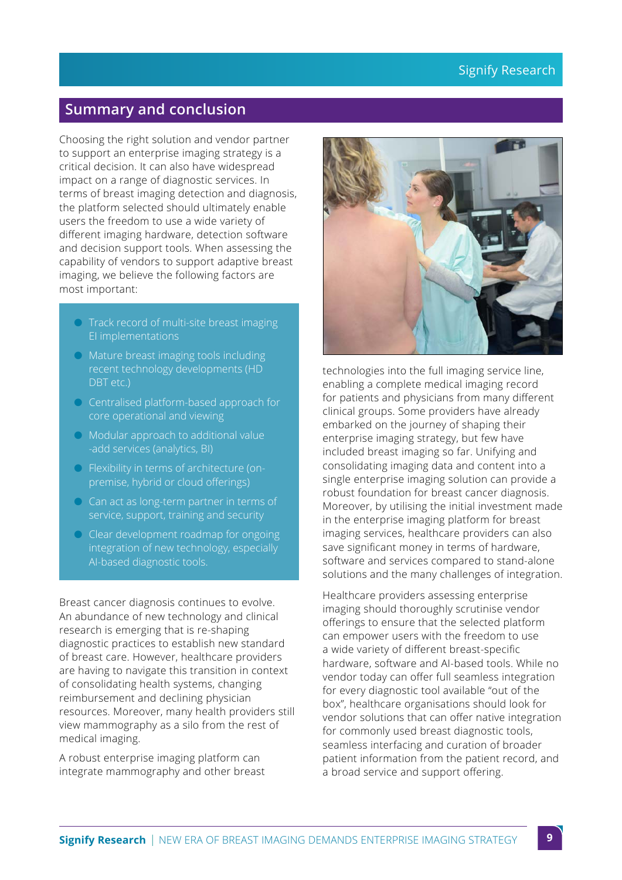## Summary and conclusion

Choosing the right solution and vendor partner to support an enterprise imaging strategy is a critical decision. It can also have widespread impact on a range of diagnostic services. In terms of breast imaging detection and diagnosis, the platform selected should ultimately enable users the freedom to use a wide variety of different imaging hardware, detection software and decision support tools. When assessing the capability of vendors to support adaptive breast imaging, we believe the following factors are most important:

- Track record of multi-site breast imaging EI implementations
- Mature breast imaging tools including recent technology developments (HD DBT etc.)
- Centralised platform-based approach for core operational and viewing
- Modular approach to additional value -add services (analytics, BI)
- Flexibility in terms of architecture (on-premise, hybrid or cloud offerings)
- Can act as long-term partner in terms of service, support, training and security
- Clear development roadmap for ongoing integration of new technology, especially AI-based diagnostic tools.

Breast cancer diagnosis continues to evolve. An abundance of new technology and clinical research is emerging that is re-shaping diagnostic practices to establish new standard of breast care. However, healthcare providers are having to navigate this transition in context of consolidating health systems, changing reimbursement and declining physician resources. Moreover, many health providers still view mammography as a silo from the rest of medical imaging.

A robust enterprise imaging platform can integrate mammography and other breast technologies into the full imaging service line, enabling a complete medical imaging record for patients and physicians from many different clinical groups. Some providers have already embarked on the journey of shaping their enterprise imaging strategy, but few have included breast imaging so far. Unifying and consolidating imaging data and content into a single enterprise imaging solution can provide a robust foundation for breast cancer diagnosis. Moreover, by utilising the initial investment made in the enterprise imaging platform for breast imaging services, healthcare providers can also save significant money in terms of hardware, software and services compared to stand-alone solutions and the many challenges of integration.

Healthcare providers assessing enterprise imaging should thoroughly scrutinise vendor offerings to ensure that the selected platform can empower users with the freedom to use a wide variety of different breast-specific hardware, software and AI-based tools. While no vendor today can offer full seamless integration for every diagnostic tool available "out of the box", healthcare organisations should look for vendor solutions that can offer native integration for commonly used breast diagnostic tools, seamless interfacing and curation of broader patient information from the patient record, and a broad service and support offering.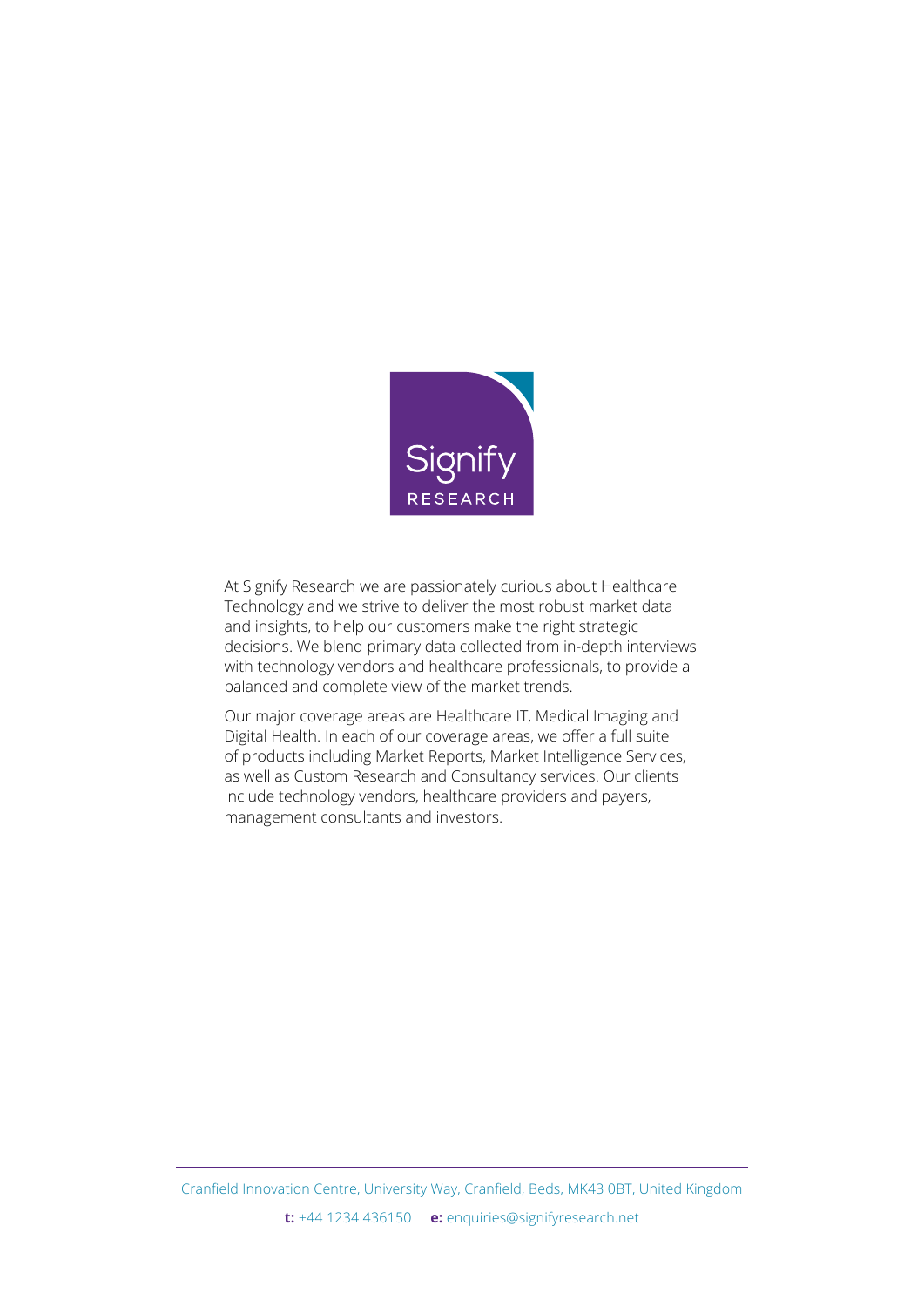Signify
RESEARCH

At Signify Research we are passionately curious about Healthcare Technology and we strive to deliver the most robust market data and insights, to help our customers make the right strategic decisions. We blend primary data collected from in-depth interviews with technology vendors and healthcare professionals, to provide a balanced and complete view of the market trends.

Our major coverage areas are Healthcare IT, Medical Imaging and Digital Health. In each of our coverage areas, we offer a full suite of products including Market Reports, Market Intelligence Services, as well as Custom Research and Consultancy services. Our clients include technology vendors, healthcare providers and payers, management consultants and investors.

Cranfield Innovation Centre, University Way, Cranfield, Beds, MK43 0BT, United Kingdom

**t:** +44 1234 436150 **e:** enquiries@signifyresearch.net